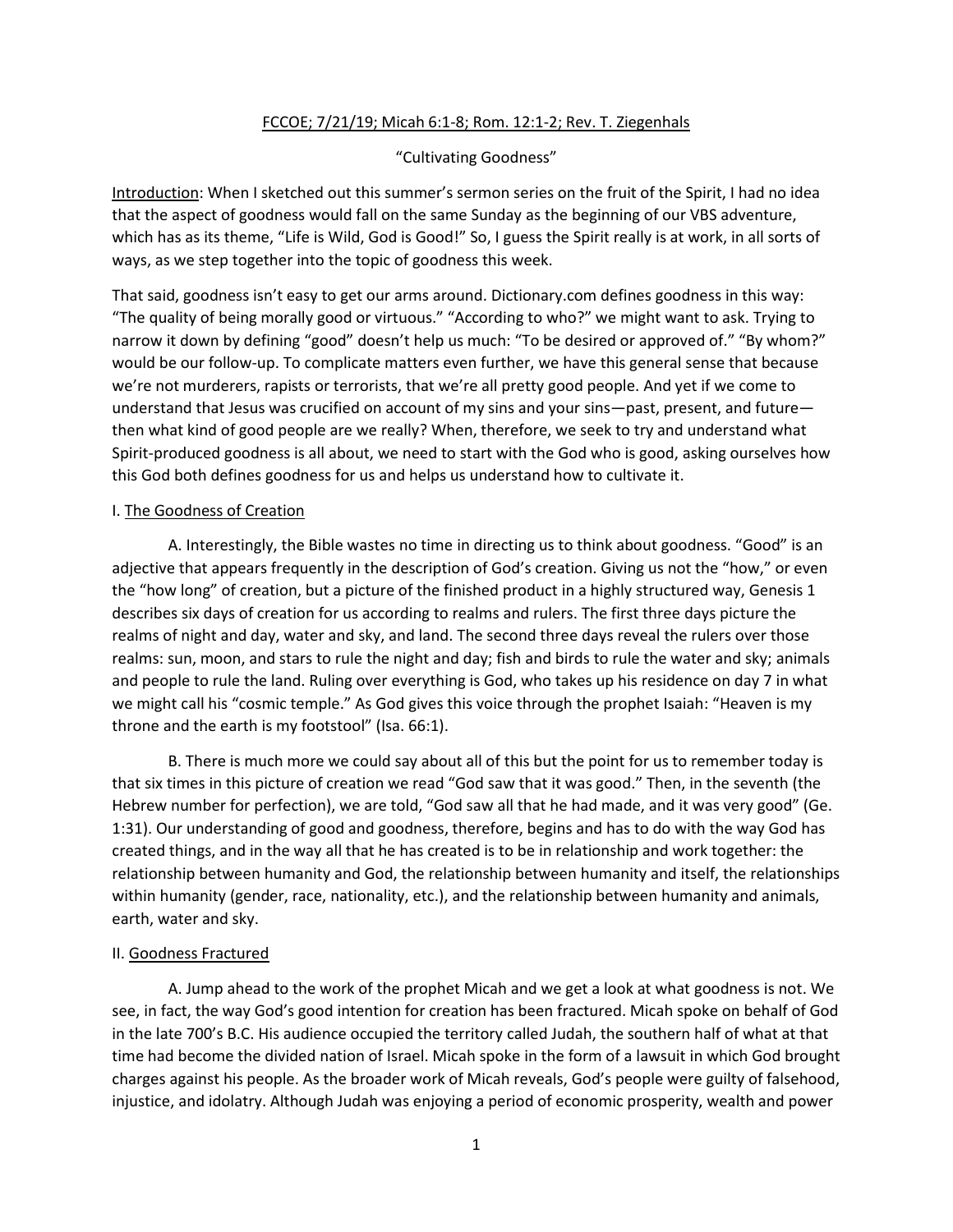FCCOE; 7/21/19; Micah 6:1-8; Rom. 12:1-2; Rev. T. Ziegenhals

"Cultivating Goodness"

Introduction: When I sketched out this summer's sermon series on the fruit of the Spirit, I had no idea that the aspect of goodness would fall on the same Sunday as the beginning of our VBS adventure, which has as its theme, "Life is Wild, God is Good!" So, I guess the Spirit really is at work, in all sorts of ways, as we step together into the topic of goodness this week.

That said, goodness isn't easy to get our arms around. Dictionary.com defines goodness in this way: "The quality of being morally good or virtuous." "According to who?" we might want to ask. Trying to narrow it down by defining "good" doesn't help us much: "To be desired or approved of." "By whom?" would be our follow-up. To complicate matters even further, we have this general sense that because we're not murderers, rapists or terrorists, that we're all pretty good people. And yet if we come to understand that Jesus was crucified on account of my sins and your sins—past, present, and future—then what kind of good people are we really? When, therefore, we seek to try and understand what Spirit-produced goodness is all about, we need to start with the God who is good, asking ourselves how this God both defines goodness for us and helps us understand how to cultivate it.

I. The Goodness of Creation

A. Interestingly, the Bible wastes no time in directing us to think about goodness. "Good" is an adjective that appears frequently in the description of God's creation. Giving us not the "how," or even the "how long" of creation, but a picture of the finished product in a highly structured way, Genesis 1 describes six days of creation for us according to realms and rulers. The first three days picture the realms of night and day, water and sky, and land. The second three days reveal the rulers over those realms: sun, moon, and stars to rule the night and day; fish and birds to rule the water and sky; animals and people to rule the land. Ruling over everything is God, who takes up his residence on day 7 in what we might call his "cosmic temple." As God gives this voice through the prophet Isaiah: "Heaven is my throne and the earth is my footstool" (Isa. 66:1).

B. There is much more we could say about all of this but the point for us to remember today is that six times in this picture of creation we read "God saw that it was good." Then, in the seventh (the Hebrew number for perfection), we are told, "God saw all that he had made, and it was very good" (Ge. 1:31). Our understanding of good and goodness, therefore, begins and has to do with the way God has created things, and in the way all that he has created is to be in relationship and work together: the relationship between humanity and God, the relationship between humanity and itself, the relationships within humanity (gender, race, nationality, etc.), and the relationship between humanity and animals, earth, water and sky.

II. Goodness Fractured

A. Jump ahead to the work of the prophet Micah and we get a look at what goodness is not. We see, in fact, the way God's good intention for creation has been fractured. Micah spoke on behalf of God in the late 700's B.C. His audience occupied the territory called Judah, the southern half of what at that time had become the divided nation of Israel. Micah spoke in the form of a lawsuit in which God brought charges against his people. As the broader work of Micah reveals, God's people were guilty of falsehood, injustice, and idolatry. Although Judah was enjoying a period of economic prosperity, wealth and power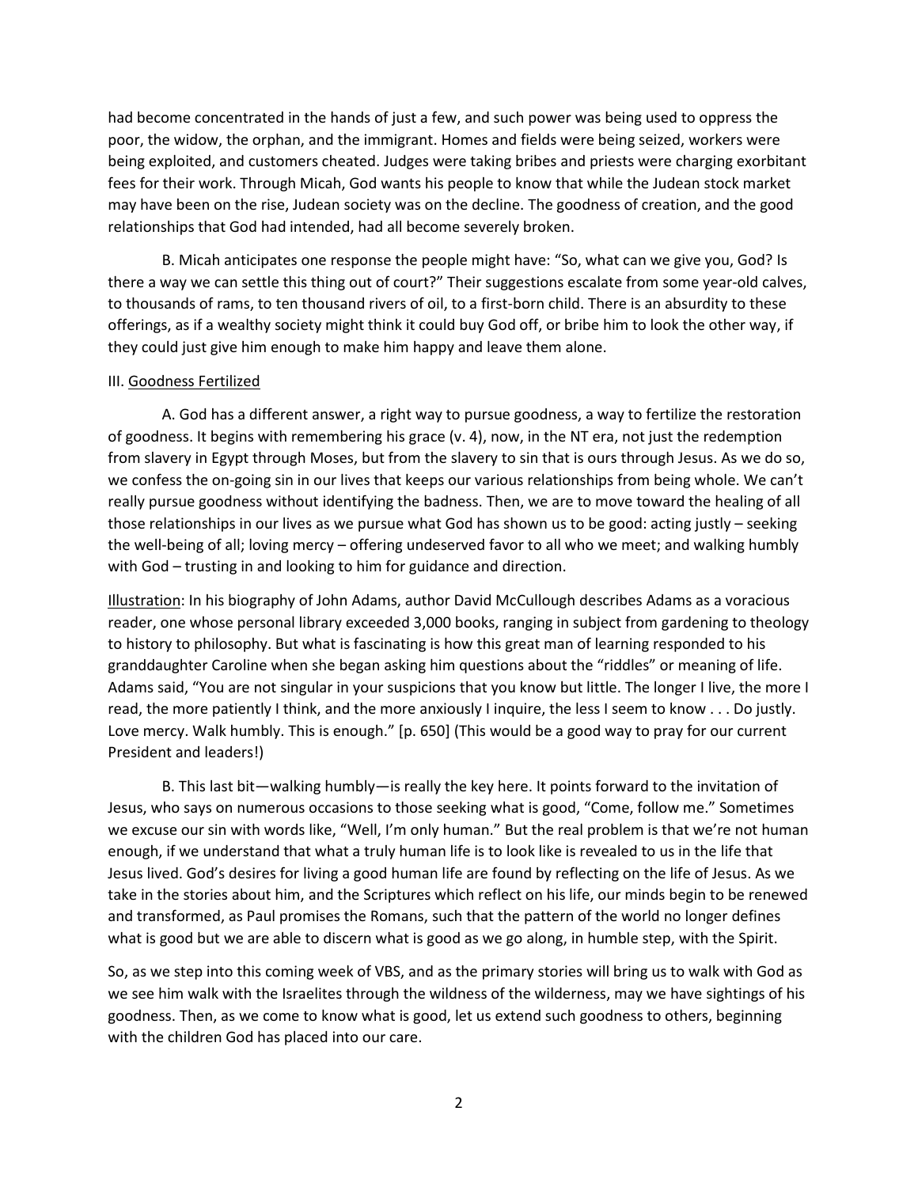had become concentrated in the hands of just a few, and such power was being used to oppress the poor, the widow, the orphan, and the immigrant. Homes and fields were being seized, workers were being exploited, and customers cheated. Judges were taking bribes and priests were charging exorbitant fees for their work. Through Micah, God wants his people to know that while the Judean stock market may have been on the rise, Judean society was on the decline. The goodness of creation, and the good relationships that God had intended, had all become severely broken.

B. Micah anticipates one response the people might have: "So, what can we give you, God? Is there a way we can settle this thing out of court?" Their suggestions escalate from some year-old calves, to thousands of rams, to ten thousand rivers of oil, to a first-born child. There is an absurdity to these offerings, as if a wealthy society might think it could buy God off, or bribe him to look the other way, if they could just give him enough to make him happy and leave them alone.

III. <u>Goodness Fertilized</u>

A. God has a different answer, a right way to pursue goodness, a way to fertilize the restoration of goodness. It begins with remembering his grace (v. 4), now, in the NT era, not just the redemption from slavery in Egypt through Moses, but from the slavery to sin that is ours through Jesus. As we do so, we confess the on-going sin in our lives that keeps our various relationships from being whole. We can't really pursue goodness without identifying the badness. Then, we are to move toward the healing of all those relationships in our lives as we pursue what God has shown us to be good: acting justly – seeking the well-being of all; loving mercy – offering undeserved favor to all who we meet; and walking humbly with God – trusting in and looking to him for guidance and direction.

<u>Illustration</u>: In his biography of John Adams, author David McCullough describes Adams as a voracious reader, one whose personal library exceeded 3,000 books, ranging in subject from gardening to theology to history to philosophy. But what is fascinating is how this great man of learning responded to his granddaughter Caroline when she began asking him questions about the "riddles" or meaning of life. Adams said, "You are not singular in your suspicions that you know but little. The longer I live, the more I read, the more patiently I think, and the more anxiously I inquire, the less I seem to know . . . Do justly. Love mercy. Walk humbly. This is enough." [p. 650] (This would be a good way to pray for our current President and leaders!)

B. This last bit—walking humbly—is really the key here. It points forward to the invitation of Jesus, who says on numerous occasions to those seeking what is good, "Come, follow me." Sometimes we excuse our sin with words like, "Well, I'm only human." But the real problem is that we're not human enough, if we understand that what a truly human life is to look like is revealed to us in the life that Jesus lived. God's desires for living a good human life are found by reflecting on the life of Jesus. As we take in the stories about him, and the Scriptures which reflect on his life, our minds begin to be renewed and transformed, as Paul promises the Romans, such that the pattern of the world no longer defines what is good but we are able to discern what is good as we go along, in humble step, with the Spirit.

So, as we step into this coming week of VBS, and as the primary stories will bring us to walk with God as we see him walk with the Israelites through the wildness of the wilderness, may we have sightings of his goodness. Then, as we come to know what is good, let us extend such goodness to others, beginning with the children God has placed into our care.